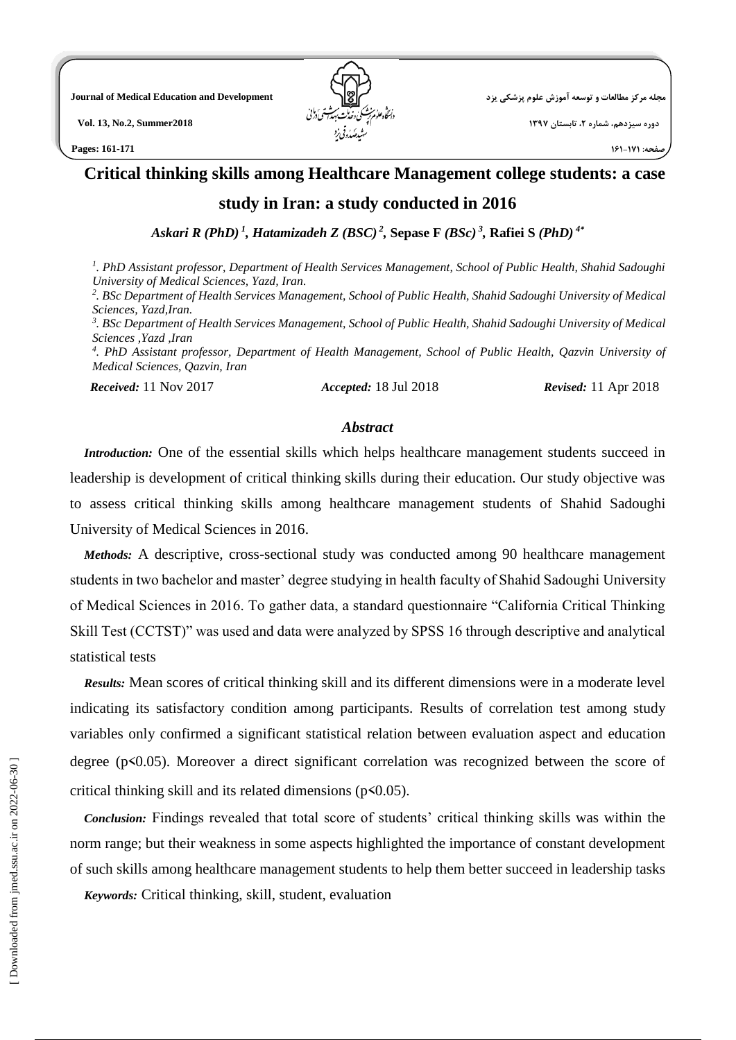# Critical thinking skills among Healthcare Management college students: a case study in Iran: a study conducted in 2016

***Askari R (PhD)*** [1]***, Hatamizadeh Z (BSC)*** [2]**, Sepase F** ***(BSc)*** [3]**, Rafiei S** ***(PhD)*** [4*]

*[1]. PhD Assistant professor, Department of Health Services Management, School of Public Health, Shahid Sadoughi University of Medical Sciences, Yazd, Iran.*

*[2]. BSc Department of Health Services Management, School of Public Health, Shahid Sadoughi University of Medical Sciences, Yazd,Iran.*

*[3]. BSc Department of Health Services Management, School of Public Health, Shahid Sadoughi University of Medical Sciences ,Yazd ,Iran*

*[4]. PhD Assistant professor, Department of Health Management, School of Public Health, Qazvin University of Medical Sciences, Qazvin, Iran*

***Received:*** 11 Nov 2017 ***Accepted:*** 18 Jul 2018 ***Revised:*** 11 Apr 2018

## *Abstract*

***Introduction:*** One of the essential skills which helps healthcare management students succeed in leadership is development of critical thinking skills during their education. Our study objective was to assess critical thinking skills among healthcare management students of Shahid Sadoughi University of Medical Sciences in 2016.

***Methods:*** A descriptive, cross-sectional study was conducted among 90 healthcare management students in two bachelor and master' degree studying in health faculty of Shahid Sadoughi University of Medical Sciences in 2016. To gather data, a standard questionnaire "California Critical Thinking Skill Test (CCTST)" was used and data were analyzed by SPSS 16 through descriptive and analytical statistical tests

***Results:*** Mean scores of critical thinking skill and its different dimensions were in a moderate level indicating its satisfactory condition among participants. Results of correlation test among study variables only confirmed a significant statistical relation between evaluation aspect and education degree ($p<0.05$). Moreover a direct significant correlation was recognized between the score of critical thinking skill and its related dimensions ($p<0.05$).

***Conclusion:*** Findings revealed that total score of students' critical thinking skills was within the norm range; but their weakness in some aspects highlighted the importance of constant development of such skills among healthcare management students to help them better succeed in leadership tasks

***Keywords:*** Critical thinking, skill, student, evaluation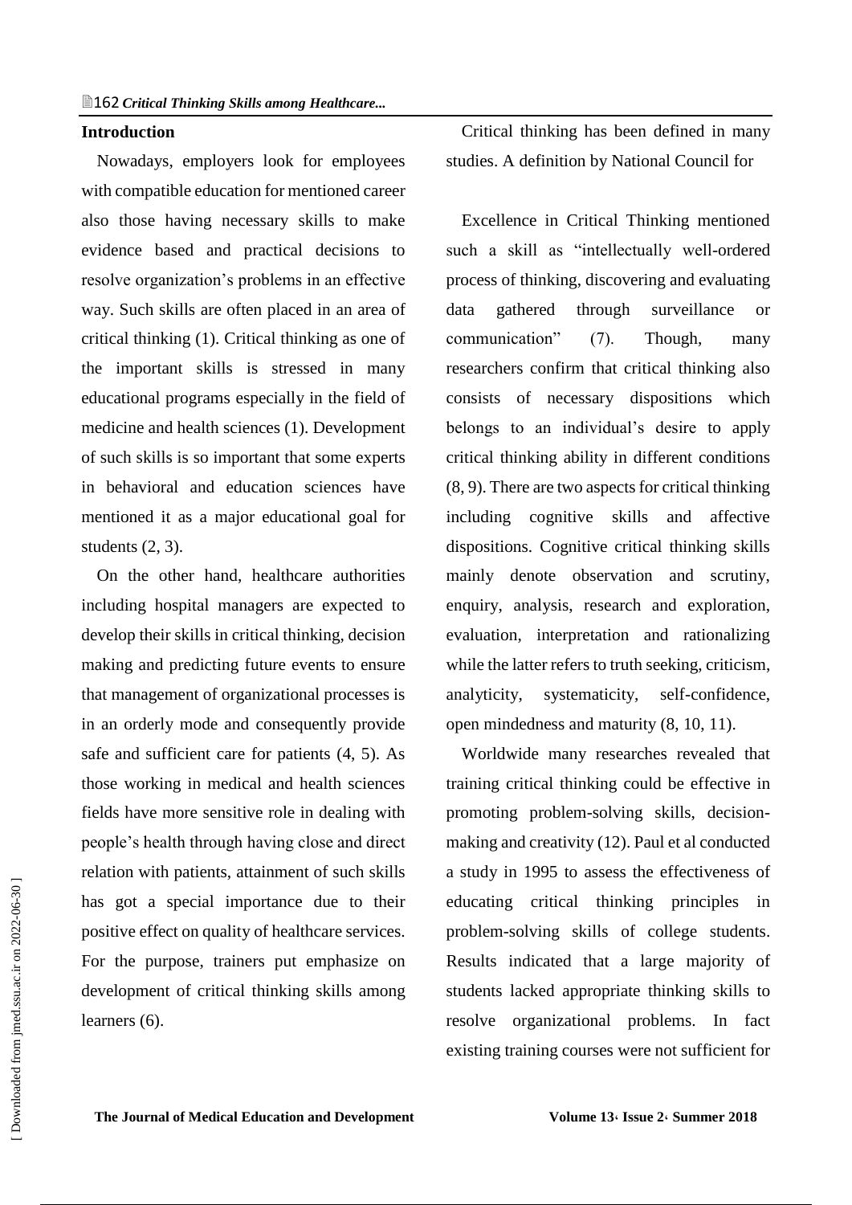## Introduction

Nowadays, employers look for employees with compatible education for mentioned career also those having necessary skills to make evidence based and practical decisions to resolve organization's problems in an effective way. Such skills are often placed in an area of critical thinking (1). Critical thinking as one of the important skills is stressed in many educational programs especially in the field of medicine and health sciences (1). Development of such skills is so important that some experts in behavioral and education sciences have mentioned it as a major educational goal for students (2, 3).

On the other hand, healthcare authorities including hospital managers are expected to develop their skills in critical thinking, decision making and predicting future events to ensure that management of organizational processes is in an orderly mode and consequently provide safe and sufficient care for patients (4, 5). As those working in medical and health sciences fields have more sensitive role in dealing with people's health through having close and direct relation with patients, attainment of such skills has got a special importance due to their positive effect on quality of healthcare services. For the purpose, trainers put emphasize on development of critical thinking skills among learners (6).

Critical thinking has been defined in many studies. A definition by National Council for Excellence in Critical Thinking mentioned such a skill as "intellectually well-ordered process of thinking, discovering and evaluating data gathered through surveillance or communication" (7). Though, many researchers confirm that critical thinking also consists of necessary dispositions which belongs to an individual's desire to apply critical thinking ability in different conditions (8, 9). There are two aspects for critical thinking including cognitive skills and affective dispositions. Cognitive critical thinking skills mainly denote observation and scrutiny, enquiry, analysis, research and exploration, evaluation, interpretation and rationalizing while the latter refers to truth seeking, criticism, analyticity, systematicity, self-confidence, open mindedness and maturity (8, 10, 11).

Worldwide many researches revealed that training critical thinking could be effective in promoting problem-solving skills, decision-making and creativity (12). Paul et al conducted a study in 1995 to assess the effectiveness of educating critical thinking principles in problem-solving skills of college students. Results indicated that a large majority of students lacked appropriate thinking skills to resolve organizational problems. In fact existing training courses were not sufficient for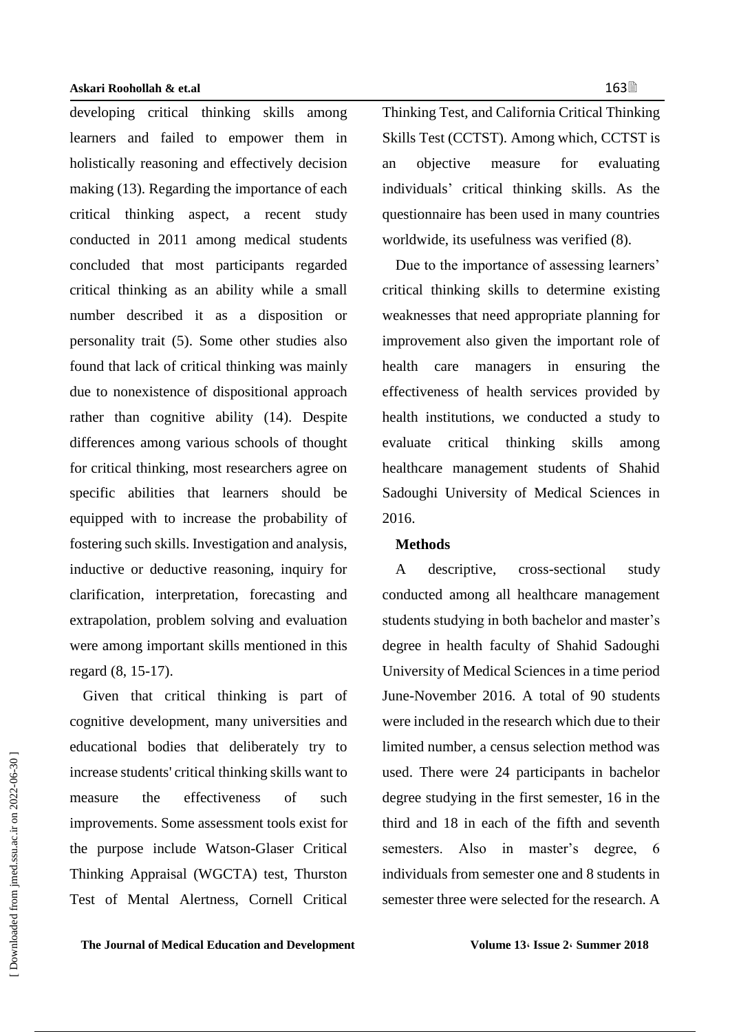developing critical thinking skills among learners and failed to empower them in holistically reasoning and effectively decision making (13). Regarding the importance of each critical thinking aspect, a recent study conducted in 2011 among medical students concluded that most participants regarded critical thinking as an ability while a small number described it as a disposition or personality trait (5). Some other studies also found that lack of critical thinking was mainly due to nonexistence of dispositional approach rather than cognitive ability (14). Despite differences among various schools of thought for critical thinking, most researchers agree on specific abilities that learners should be equipped with to increase the probability of fostering such skills. Investigation and analysis, inductive or deductive reasoning, inquiry for clarification, interpretation, forecasting and extrapolation, problem solving and evaluation were among important skills mentioned in this regard (8, 15-17).

Given that critical thinking is part of cognitive development, many universities and educational bodies that deliberately try to increase students' critical thinking skills want to measure the effectiveness of such improvements. Some assessment tools exist for the purpose include Watson-Glaser Critical Thinking Appraisal (WGCTA) test, Thurston Test of Mental Alertness, Cornell Critical Thinking Test, and California Critical Thinking Skills Test (CCTST). Among which, CCTST is an objective measure for evaluating individuals' critical thinking skills. As the questionnaire has been used in many countries worldwide, its usefulness was verified (8).

Due to the importance of assessing learners' critical thinking skills to determine existing weaknesses that need appropriate planning for improvement also given the important role of health care managers in ensuring the effectiveness of health services provided by health institutions, we conducted a study to evaluate critical thinking skills among healthcare management students of Shahid Sadoughi University of Medical Sciences in 2016.

## Methods

A descriptive, cross-sectional study conducted among all healthcare management students studying in both bachelor and master's degree in health faculty of Shahid Sadoughi University of Medical Sciences in a time period June-November 2016. A total of 90 students were included in the research which due to their limited number, a census selection method was used. There were 24 participants in bachelor degree studying in the first semester, 16 in the third and 18 in each of the fifth and seventh semesters. Also in master's degree, 6 individuals from semester one and 8 students in semester three were selected for the research. A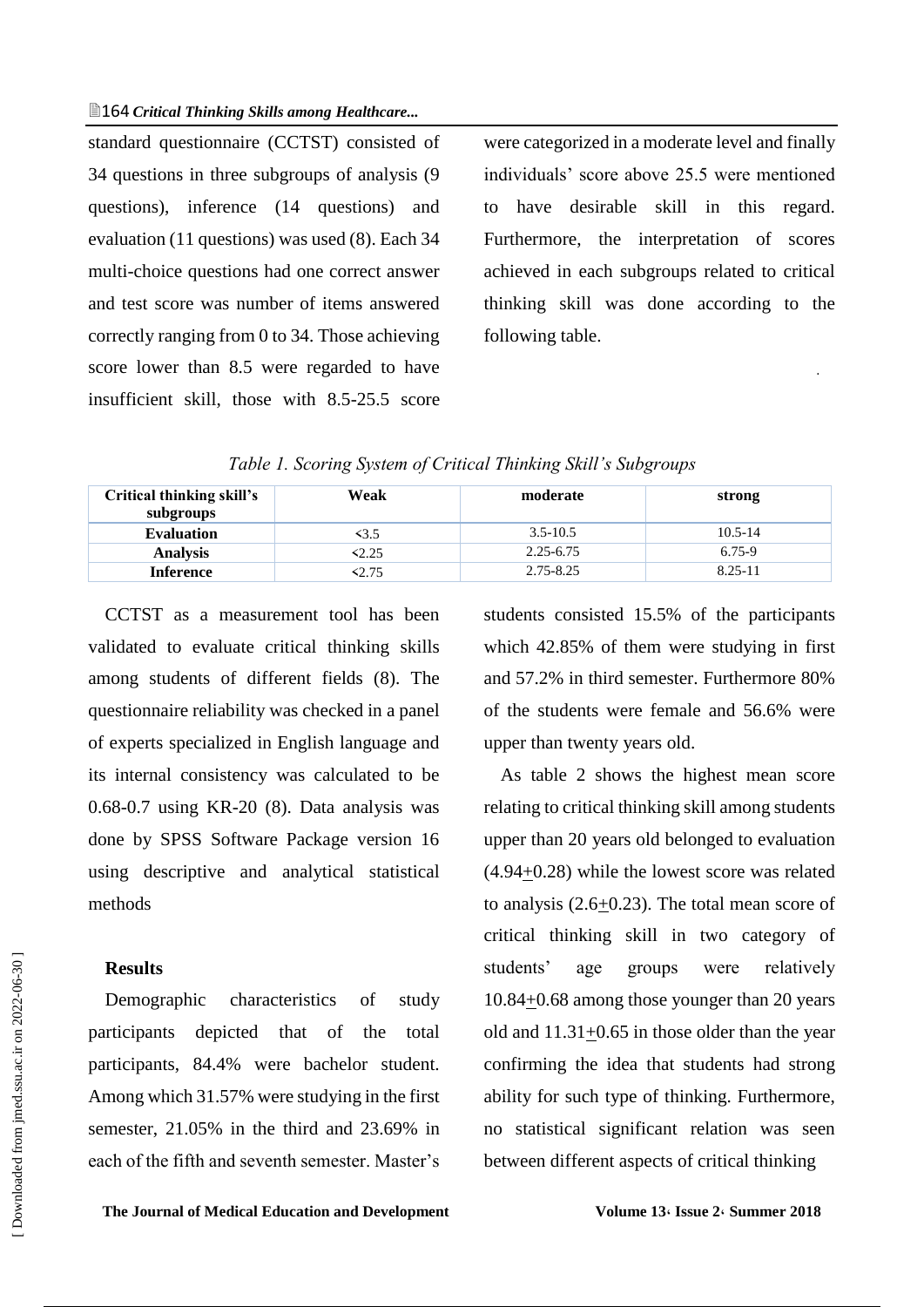standard questionnaire (CCTST) consisted of 34 questions in three subgroups of analysis (9 questions), inference (14 questions) and evaluation (11 questions) was used (8). Each 34 multi-choice questions had one correct answer and test score was number of items answered correctly ranging from 0 to 34. Those achieving score lower than 8.5 were regarded to have insufficient skill, those with 8.5-25.5 score were categorized in a moderate level and finally individuals' score above 25.5 were mentioned to have desirable skill in this regard. Furthermore, the interpretation of scores achieved in each subgroups related to critical thinking skill was done according to the following table.

*Table 1. Scoring System of Critical Thinking Skill's Subgroups*

| Critical thinking skill's subgroups | Weak | moderate | strong |
|---|---|---|---|
| **Evaluation** | <3.5 | 3.5-10.5 | 10.5-14 |
| **Analysis** | <2.25 | 2.25-6.75 | 6.75-9 |
| **Inference** | <2.75 | 2.75-8.25 | 8.25-11 |

CCTST as a measurement tool has been validated to evaluate critical thinking skills among students of different fields (8). The questionnaire reliability was checked in a panel of experts specialized in English language and its internal consistency was calculated to be 0.68-0.7 using KR-20 (8). Data analysis was done by SPSS Software Package version 16 using descriptive and analytical statistical methods

## Results

Demographic characteristics of study participants depicted that of the total participants, 84.4% were bachelor student. Among which 31.57% were studying in the first semester, 21.05% in the third and 23.69% in each of the fifth and seventh semester. Master's students consisted 15.5% of the participants which 42.85% of them were studying in first and 57.2% in third semester. Furthermore 80% of the students were female and 56.6% were upper than twenty years old.

As table 2 shows the highest mean score relating to critical thinking skill among students upper than 20 years old belonged to evaluation ($4.94 \pm 0.28$) while the lowest score was related to analysis ($2.6 \pm 0.23$). The total mean score of critical thinking skill in two category of students' age groups were relatively $10.84 \pm 0.68$ among those younger than 20 years old and $11.31 \pm 0.65$ in those older than the year confirming the idea that students had strong ability for such type of thinking. Furthermore, no statistical significant relation was seen between different aspects of critical thinking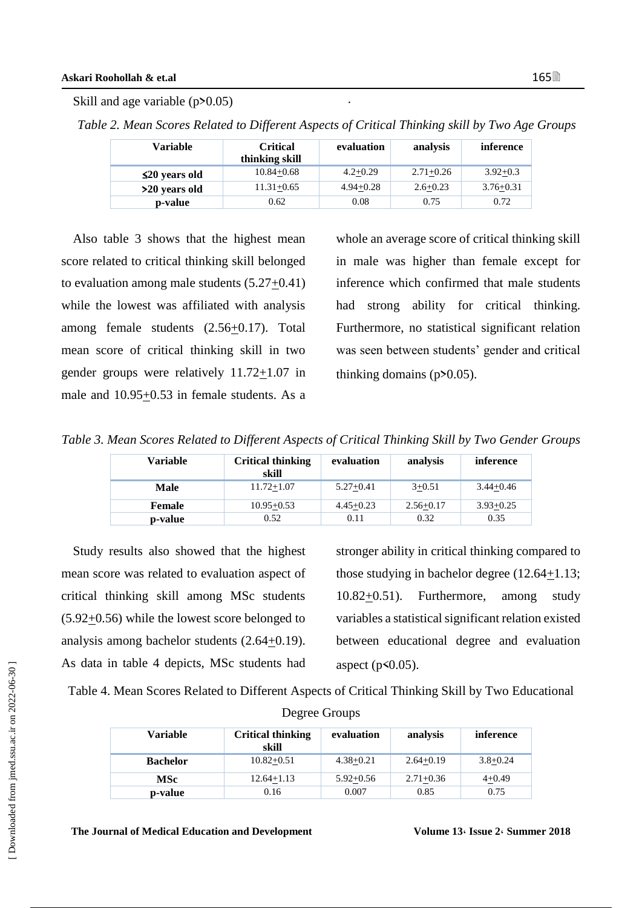Skill and age variable (p>0.05)

*Table 2. Mean Scores Related to Different Aspects of Critical Thinking skill by Two Age Groups*

| Variable | Critical thinking skill | evaluation | analysis | inference |
|---|---|---|---|---|
| ≤20 years old | 10.84±0.68 | 4.2±0.29 | 2.71±0.26 | 3.92±0.3 |
| >20 years old | 11.31±0.65 | 4.94±0.28 | 2.6±0.23 | 3.76±0.31 |
| p-value | 0.62 | 0.08 | 0.75 | 0.72 |

Also table 3 shows that the highest mean score related to critical thinking skill belonged to evaluation among male students (5.27±0.41) while the lowest was affiliated with analysis among female students (2.56±0.17). Total mean score of critical thinking skill in two gender groups were relatively 11.72±1.07 in male and 10.95±0.53 in female students. As a whole an average score of critical thinking skill in male was higher than female except for inference which confirmed that male students had strong ability for critical thinking. Furthermore, no statistical significant relation was seen between students' gender and critical thinking domains (p>0.05).

*Table 3. Mean Scores Related to Different Aspects of Critical Thinking Skill by Two Gender Groups*

| Variable | Critical thinking skill | evaluation | analysis | inference |
|---|---|---|---|---|
| Male | 11.72±1.07 | 5.27±0.41 | 3±0.51 | 3.44±0.46 |
| Female | 10.95±0.53 | 4.45±0.23 | 2.56±0.17 | 3.93±0.25 |
| p-value | 0.52 | 0.11 | 0.32 | 0.35 |

Study results also showed that the highest mean score was related to evaluation aspect of critical thinking skill among MSc students (5.92±0.56) while the lowest score belonged to analysis among bachelor students (2.64±0.19). As data in table 4 depicts, MSc students had stronger ability in critical thinking compared to those studying in bachelor degree (12.64±1.13; 10.82±0.51). Furthermore, among study variables a statistical significant relation existed between educational degree and evaluation aspect (p<0.05).

Table 4. Mean Scores Related to Different Aspects of Critical Thinking Skill by Two Educational Degree Groups

| Variable | Critical thinking skill | evaluation | analysis | inference |
|---|---|---|---|---|
| Bachelor | 10.82±0.51 | 4.38±0.21 | 2.64±0.19 | 3.8±0.24 |
| MSc | 12.64±1.13 | 5.92±0.56 | 2.71±0.36 | 4±0.49 |
| p-value | 0.16 | 0.007 | 0.85 | 0.75 |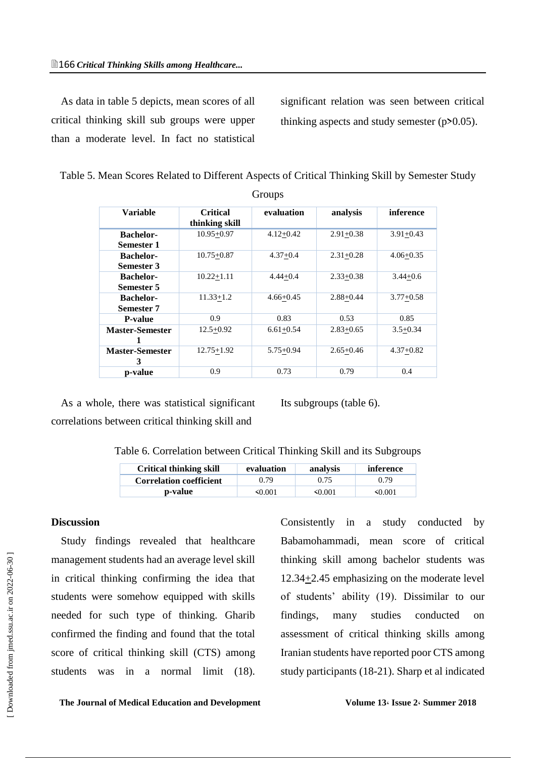As data in table 5 depicts, mean scores of all critical thinking skill sub groups were upper than a moderate level. In fact no statistical significant relation was seen between critical thinking aspects and study semester ($p>0.05$).

Table 5. Mean Scores Related to Different Aspects of Critical Thinking Skill by Semester Study Groups

| Variable | Critical thinking skill | evaluation | analysis | inference |
|---|---|---|---|---|
| **Bachelor-Semester 1** | 10.95±0.97 | 4.12±0.42 | 2.91±0.38 | 3.91±0.43 |
| **Bachelor-Semester 3** | 10.75±0.87 | 4.37±0.4 | 2.31±0.28 | 4.06±0.35 |
| **Bachelor-Semester 5** | 10.22±1.11 | 4.44±0.4 | 2.33±0.38 | 3.44±0.6 |
| **Bachelor-Semester 7** | 11.33±1.2 | 4.66±0.45 | 2.88±0.44 | 3.77±0.58 |
| **P-value** | 0.9 | 0.83 | 0.53 | 0.85 |
| **Master-Semester 1** | 12.5±0.92 | 6.61±0.54 | 2.83±0.65 | 3.5±0.34 |
| **Master-Semester 3** | 12.75±1.92 | 5.75±0.94 | 2.65±0.46 | 4.37±0.82 |
| **p-value** | 0.9 | 0.73 | 0.79 | 0.4 |

As a whole, there was statistical significant correlations between critical thinking skill and Its subgroups (table 6).

Table 6. Correlation between Critical Thinking Skill and its Subgroups

| Critical thinking skill | evaluation | analysis | inference |
|---|---|---|---|
| **Correlation coefficient** | 0.79 | 0.75 | 0.79 |
| **p-value** | <0.001 | <0.001 | <0.001 |

## Discussion

Study findings revealed that healthcare management students had an average level skill in critical thinking confirming the idea that students were somehow equipped with skills needed for such type of thinking. Gharib confirmed the finding and found that the total score of critical thinking skill (CTS) among students was in a normal limit (18). Consistently in a study conducted by Babamohammadi, mean score of critical thinking skill among bachelor students was 12.34±2.45 emphasizing on the moderate level of students' ability (19). Dissimilar to our findings, many studies conducted on assessment of critical thinking skills among Iranian students have reported poor CTS among study participants (18-21). Sharp et al indicated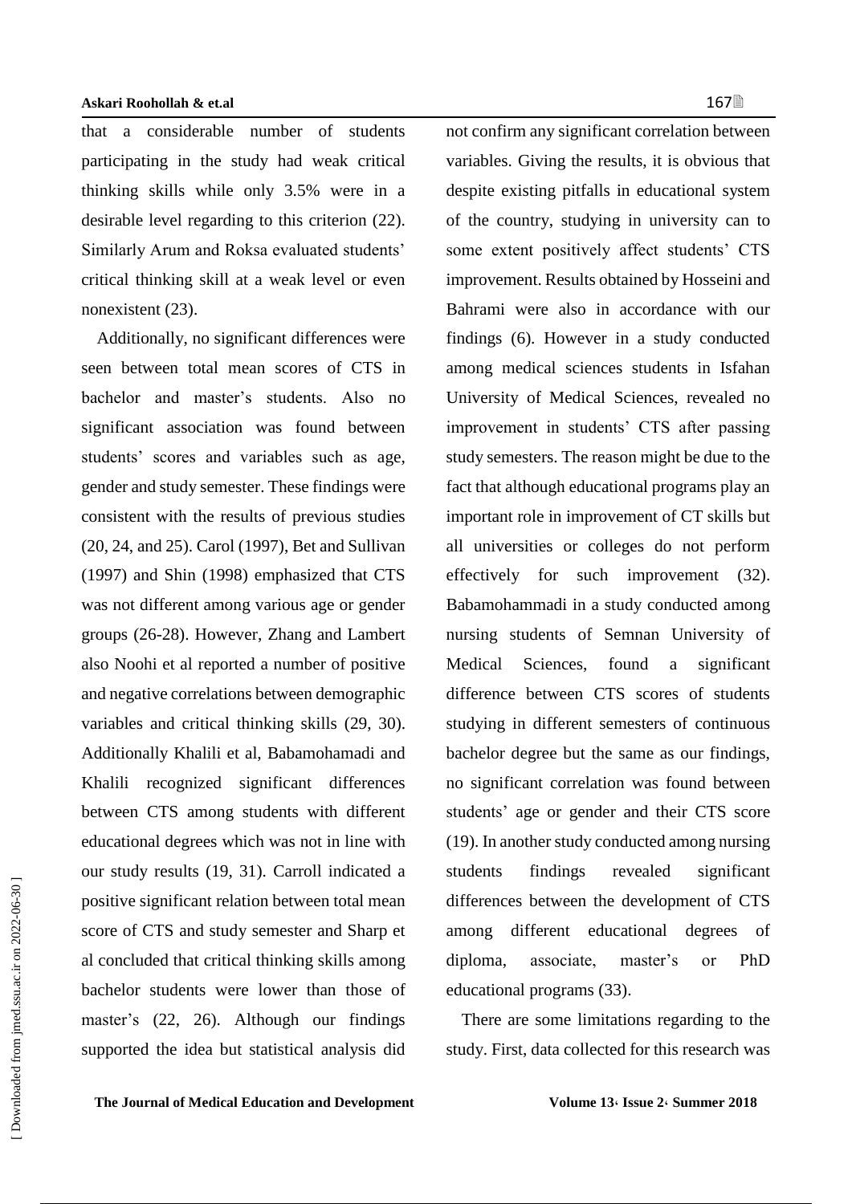that a considerable number of students participating in the study had weak critical thinking skills while only 3.5% were in a desirable level regarding to this criterion (22). Similarly Arum and Roksa evaluated students' critical thinking skill at a weak level or even nonexistent (23).

Additionally, no significant differences were seen between total mean scores of CTS in bachelor and master's students. Also no significant association was found between students' scores and variables such as age, gender and study semester. These findings were consistent with the results of previous studies (20, 24, and 25). Carol (1997), Bet and Sullivan (1997) and Shin (1998) emphasized that CTS was not different among various age or gender groups (26-28). However, Zhang and Lambert also Noohi et al reported a number of positive and negative correlations between demographic variables and critical thinking skills (29, 30). Additionally Khalili et al, Babamohamadi and Khalili recognized significant differences between CTS among students with different educational degrees which was not in line with our study results (19, 31). Carroll indicated a positive significant relation between total mean score of CTS and study semester and Sharp et al concluded that critical thinking skills among bachelor students were lower than those of master's (22, 26). Although our findings supported the idea but statistical analysis did not confirm any significant correlation between variables. Giving the results, it is obvious that despite existing pitfalls in educational system of the country, studying in university can to some extent positively affect students' CTS improvement. Results obtained by Hosseini and Bahrami were also in accordance with our findings (6). However in a study conducted among medical sciences students in Isfahan University of Medical Sciences, revealed no improvement in students' CTS after passing study semesters. The reason might be due to the fact that although educational programs play an important role in improvement of CT skills but all universities or colleges do not perform effectively for such improvement (32). Babamohammadi in a study conducted among nursing students of Semnan University of Medical Sciences, found a significant difference between CTS scores of students studying in different semesters of continuous bachelor degree but the same as our findings, no significant correlation was found between students' age or gender and their CTS score (19). In another study conducted among nursing students findings revealed significant differences between the development of CTS among different educational degrees of diploma, associate, master's or PhD educational programs (33).

There are some limitations regarding to the study. First, data collected for this research was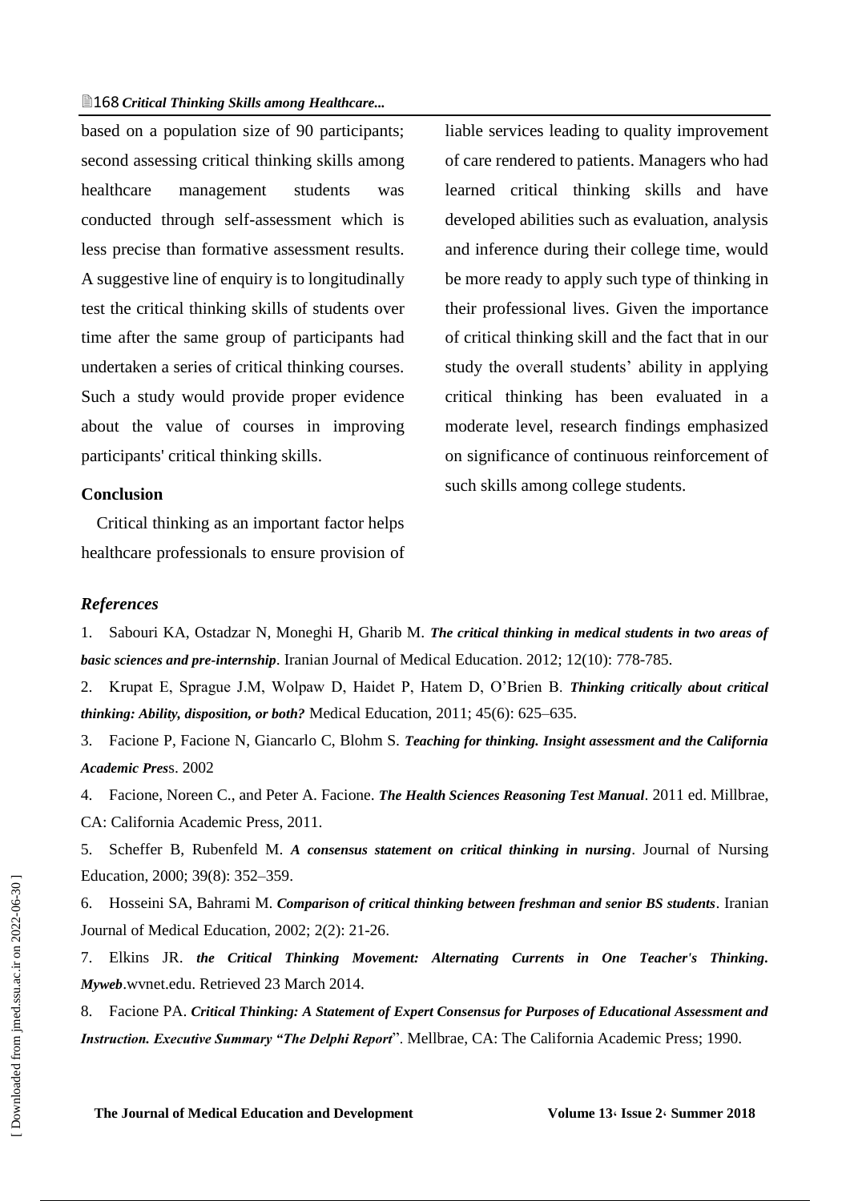based on a population size of 90 participants; second assessing critical thinking skills among healthcare management students was conducted through self-assessment which is less precise than formative assessment results. A suggestive line of enquiry is to longitudinally test the critical thinking skills of students over time after the same group of participants had undertaken a series of critical thinking courses. Such a study would provide proper evidence about the value of courses in improving participants' critical thinking skills.

## Conclusion

Critical thinking as an important factor helps healthcare professionals to ensure provision of liable services leading to quality improvement of care rendered to patients. Managers who had learned critical thinking skills and have developed abilities such as evaluation, analysis and inference during their college time, would be more ready to apply such type of thinking in their professional lives. Given the importance of critical thinking skill and the fact that in our study the overall students' ability in applying critical thinking has been evaluated in a moderate level, research findings emphasized on significance of continuous reinforcement of such skills among college students.

## *References*

1. Sabouri KA, Ostadzar N, Moneghi H, Gharib M. ***The critical thinking in medical students in two areas of basic sciences and pre-internship***. Iranian Journal of Medical Education. 2012; 12(10): 778-785.
2. Krupat E, Sprague J.M, Wolpaw D, Haidet P, Hatem D, O'Brien B. ***Thinking critically about critical thinking: Ability, disposition, or both?*** Medical Education, 2011; 45(6): 625–635.
3. Facione P, Facione N, Giancarlo C, Blohm S. ***Teaching for thinking. Insight assessment and the California Academic Pres***s. 2002
4. Facione, Noreen C., and Peter A. Facione. ***The Health Sciences Reasoning Test Manual***. 2011 ed. Millbrae, CA: California Academic Press, 2011.
5. Scheffer B, Rubenfeld M. ***A consensus statement on critical thinking in nursing***. Journal of Nursing Education, 2000; 39(8): 352–359.
6. Hosseini SA, Bahrami M. ***Comparison of critical thinking between freshman and senior BS students***. Iranian Journal of Medical Education, 2002; 2(2): 21-26.
7. Elkins JR. ***the Critical Thinking Movement: Alternating Currents in One Teacher's Thinking. Myweb***.wvnet.edu. Retrieved 23 March 2014.
8. Facione PA. ***Critical Thinking: A Statement of Expert Consensus for Purposes of Educational Assessment and Instruction. Executive Summary "The Delphi Report***". Mellbrae, CA: The California Academic Press; 1990.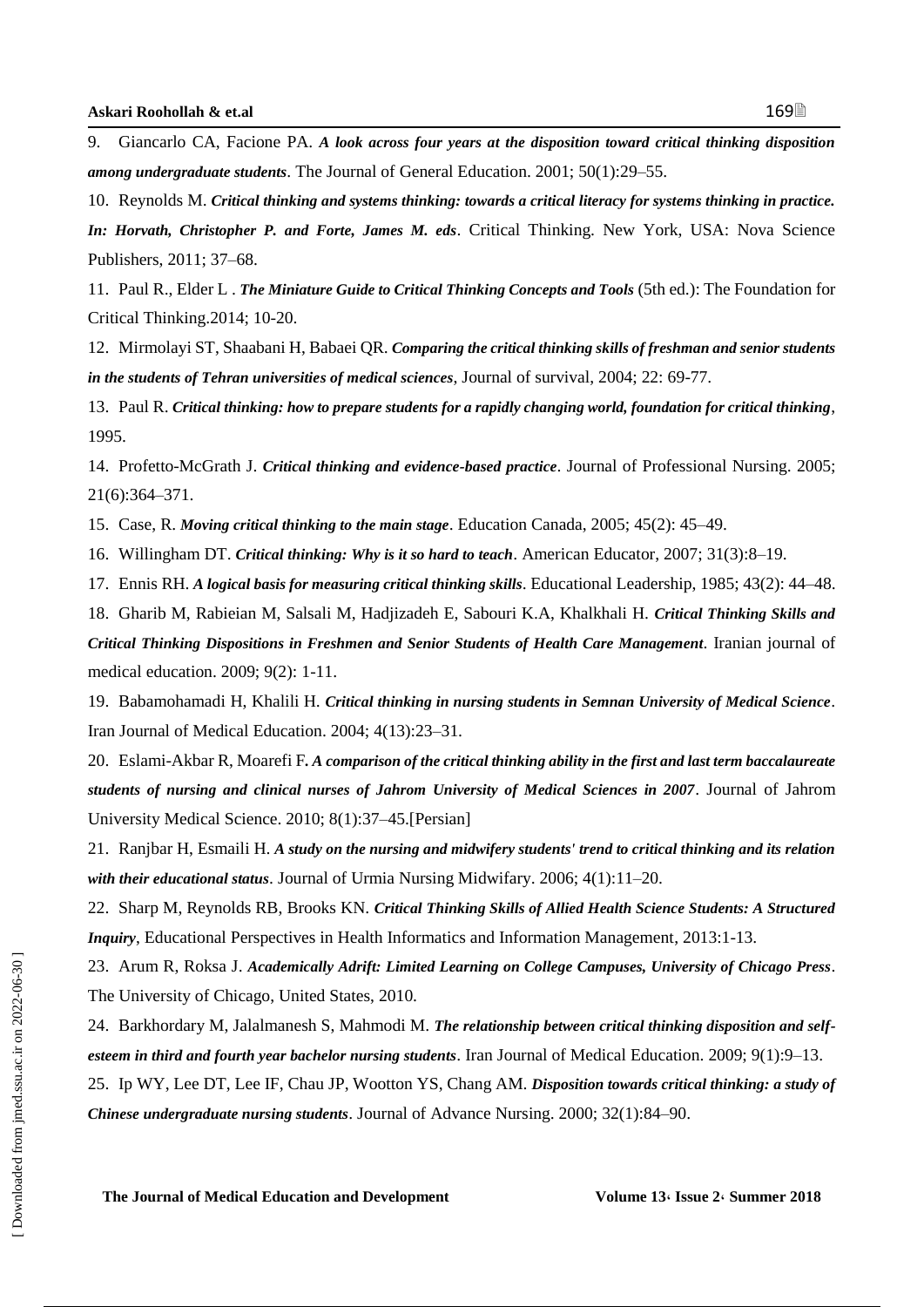9. Giancarlo CA, Facione PA. ***A look across four years at the disposition toward critical thinking disposition among undergraduate students***. The Journal of General Education. 2001; 50(1):29–55.

10. Reynolds M. ***Critical thinking and systems thinking: towards a critical literacy for systems thinking in practice. In: Horvath, Christopher P. and Forte, James M. eds***. Critical Thinking. New York, USA: Nova Science Publishers, 2011; 37–68.

11. Paul R., Elder L . ***The Miniature Guide to Critical Thinking Concepts and Tools*** (5th ed.): The Foundation for Critical Thinking.2014; 10-20.

12. Mirmolayi ST, Shaabani H, Babaei QR. ***Comparing the critical thinking skills of freshman and senior students in the students of Tehran universities of medical sciences***, Journal of survival, 2004; 22: 69-77.

13. Paul R. ***Critical thinking: how to prepare students for a rapidly changing world, foundation for critical thinking***, 1995.

14. Profetto-McGrath J. ***Critical thinking and evidence-based practice***. Journal of Professional Nursing. 2005; 21(6):364–371.

15. Case, R. ***Moving critical thinking to the main stage***. Education Canada, 2005; 45(2): 45–49.

16. Willingham DT. ***Critical thinking: Why is it so hard to teach***. American Educator, 2007; 31(3):8–19.

17. Ennis RH. ***A logical basis for measuring critical thinking skills***. Educational Leadership, 1985; 43(2): 44–48.

18. Gharib M, Rabieian M, Salsali M, Hadjizadeh E, Sabouri K.A, Khalkhali H. ***Critical Thinking Skills and Critical Thinking Dispositions in Freshmen and Senior Students of Health Care Management***. Iranian journal of medical education. 2009; 9(2): 1-11.

19. Babamohamadi H, Khalili H. ***Critical thinking in nursing students in Semnan University of Medical Science***. Iran Journal of Medical Education. 2004; 4(13):23–31.

20. Eslami-Akbar R, Moarefi F. ***A comparison of the critical thinking ability in the first and last term baccalaureate students of nursing and clinical nurses of Jahrom University of Medical Sciences in 2007***. Journal of Jahrom University Medical Science. 2010; 8(1):37–45.[Persian]

21. Ranjbar H, Esmaili H. ***A study on the nursing and midwifery students' trend to critical thinking and its relation with their educational status***. Journal of Urmia Nursing Midwifary. 2006; 4(1):11–20.

22. Sharp M, Reynolds RB, Brooks KN. ***Critical Thinking Skills of Allied Health Science Students: A Structured Inquiry***, Educational Perspectives in Health Informatics and Information Management, 2013:1-13.

23. Arum R, Roksa J. ***Academically Adrift: Limited Learning on College Campuses, University of Chicago Press***. The University of Chicago, United States, 2010.

24. Barkhordary M, Jalalmanesh S, Mahmodi M. ***The relationship between critical thinking disposition and self-esteem in third and fourth year bachelor nursing students***. Iran Journal of Medical Education. 2009; 9(1):9–13.

25. Ip WY, Lee DT, Lee IF, Chau JP, Wootton YS, Chang AM. ***Disposition towards critical thinking: a study of Chinese undergraduate nursing students***. Journal of Advance Nursing. 2000; 32(1):84–90.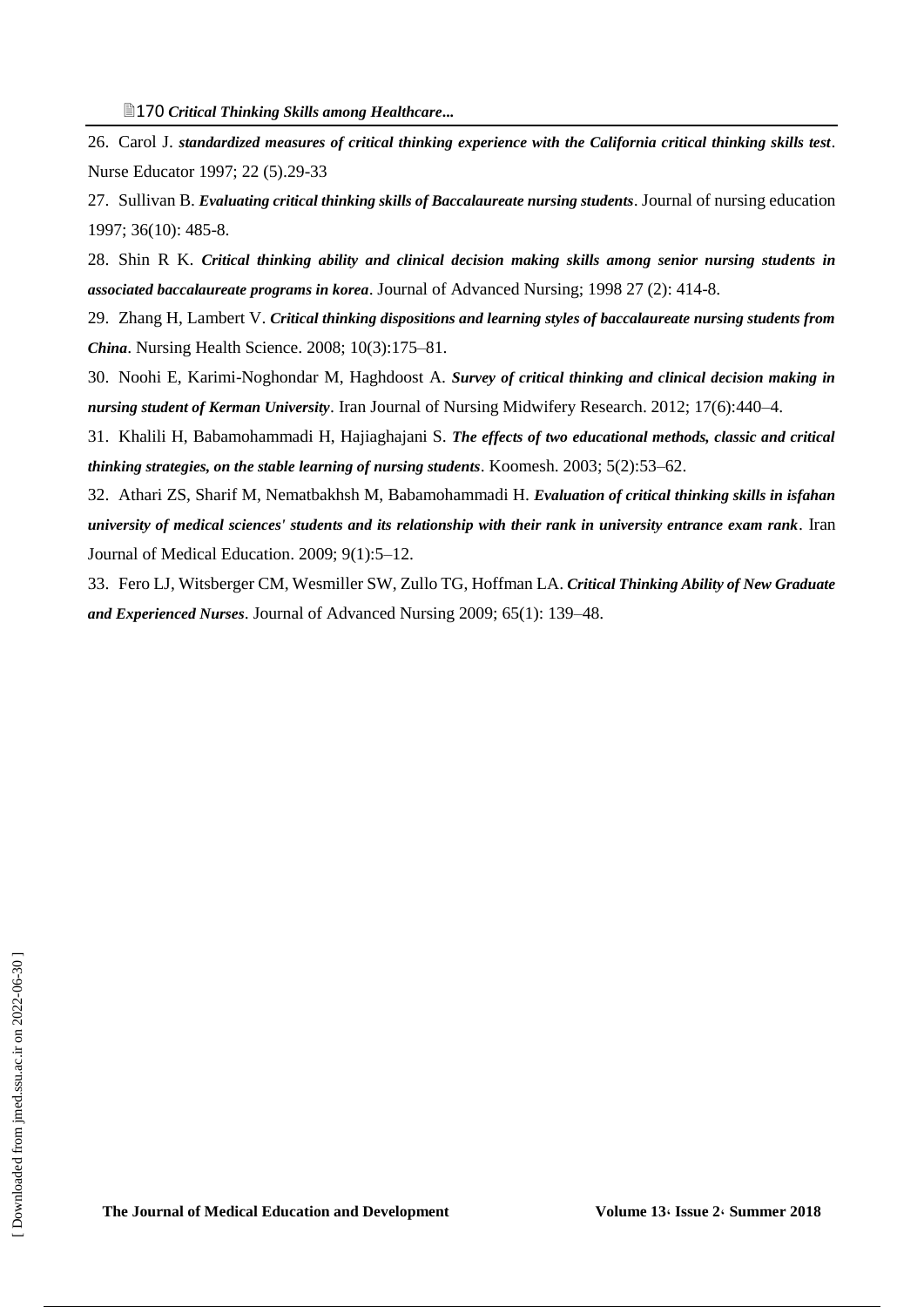26. Carol J. ***standardized measures of critical thinking experience with the California critical thinking skills test***. Nurse Educator 1997; 22 (5).29-33

27. Sullivan B. ***Evaluating critical thinking skills of Baccalaureate nursing students***. Journal of nursing education 1997; 36(10): 485-8.

28. Shin R K. ***Critical thinking ability and clinical decision making skills among senior nursing students in associated baccalaureate programs in korea***. Journal of Advanced Nursing; 1998 27 (2): 414-8.

29. Zhang H, Lambert V. ***Critical thinking dispositions and learning styles of baccalaureate nursing students from China***. Nursing Health Science. 2008; 10(3):175–81.

30. Noohi E, Karimi-Noghondar M, Haghdoost A. ***Survey of critical thinking and clinical decision making in nursing student of Kerman University***. Iran Journal of Nursing Midwifery Research. 2012; 17(6):440–4.

31. Khalili H, Babamohammadi H, Hajiaghajani S. ***The effects of two educational methods, classic and critical thinking strategies, on the stable learning of nursing students***. Koomesh. 2003; 5(2):53–62.

32. Athari ZS, Sharif M, Nematbakhsh M, Babamohammadi H. ***Evaluation of critical thinking skills in isfahan university of medical sciences' students and its relationship with their rank in university entrance exam rank***. Iran Journal of Medical Education. 2009; 9(1):5–12.

33. Fero LJ, Witsberger CM, Wesmiller SW, Zullo TG, Hoffman LA. ***Critical Thinking Ability of New Graduate and Experienced Nurses***. Journal of Advanced Nursing 2009; 65(1): 139–48.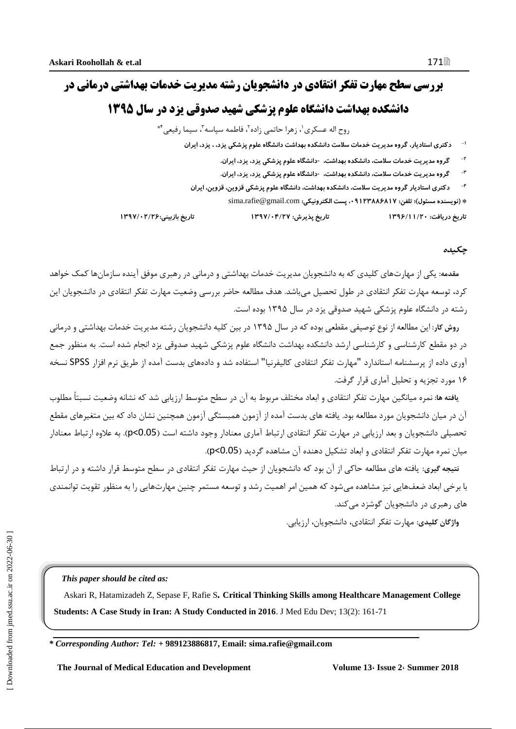# بررسی سطح مهارت تفکر انتقادی در دانشجویان رشته مدیریت خدمات بهداشتی درمانی در دانشکده بهداشت دانشگاه علوم پزشکی شهید صدوقی یزد در سال ۱۳۹۵

روح اله عسکری[۱]، زهرا حاتمی زاده[۲]، فاطمه سپاسه[۳]، سیما رفیعی[۴*]

۱- دکتری استادیار، گروه مدیریت خدمات سلامت دانشکده بهداشت دانشگاه علوم پزشکی یزد، ، یزد، ایران

۲- گروه مدیریت خدمات سلامت، دانشکده بهداشت، -دانشگاه علوم پزشکی یزد، یزد، ایران.

۳- گروه مدیریت خدمات سلامت، دانشکده بهداشت، -دانشگاه علوم پزشکی یزد، یزد، ایران.

۴- دکتری استادیار گروه مدیریت سلامت، دانشکده بهداشت، دانشگاه علوم پزشکی قزوین، قزوین، ایران

* (نویسنده مسئول)؛ تلفن: ۰۹۱۲۳۸۸۶۸۱۷، پست الکترونیکی: sima.rafie@gmail.com

تاریخ دریافت: ۱۳۹۶/۱۱/۲۰ &nbsp;&nbsp;&nbsp; تاریخ پذیرش: ۱۳۹۷/۰۴/۲۷ &nbsp;&nbsp;&nbsp; تاریخ بازبینی: ۱۳۹۷/۰۲/۲۶

## چکیده

**مقدمه:** یکی از مهارت‌های کلیدی که به دانشجویان مدیریت خدمات بهداشتی و درمانی در رهبری موفق آینده سازمان‌ها کمک خواهد کرد، توسعه مهارت تفکر انتقادی در طول تحصیل می‌باشد. هدف مطالعه حاضر بررسی وضعیت مهارت تفکر انتقادی در دانشجویان این رشته در دانشگاه علوم پزشکی شهید صدوقی یزد در سال ۱۳۹۵ بوده است.

**روش کار:** این مطالعه از نوع توصیفی مقطعی بوده که در سال ۱۳۹۵ در بین کلیه دانشجویان رشته مدیریت خدمات بهداشتی و درمانی در دو مقطع کارشناسی و کارشناسی ارشد دانشکده بهداشت دانشگاه علوم پزشکی شهید صدوقی یزد انجام شده است. به منظور جمع آوری داده از پرسشنامه استاندارد "مهارت تفکر انتقادی کالیفرنیا" استفاده شد و داده‌های بدست آمده از طریق نرم افزار SPSS نسخه ۱۶ مورد تجزیه و تحلیل آماری قرار گرفت.

**یافته ها:** نمره میانگین مهارت تفکر انتقادی و ابعاد مختلف مربوط به آن در سطح متوسط ارزیابی شد که نشانه وضعیت نسبتاً مطلوب آن در میان دانشجویان مورد مطالعه بود. یافته های بدست آمده از آزمون همبستگی آزمون همچنین نشان داد که بین متغیرهای مقطع تحصیلی دانشجویان و بعد ارزیابی در مهارت تفکر انتقادی ارتباط آماری معنادار وجود داشته است ($p<0.05$). به علاوه ارتباط معنادار میان نمره مهارت تفکر انتقادی و ابعاد تشکیل دهنده آن مشاهده گردید ($p<0.05$).

**نتیجه گیری:** یافته های مطالعه حاکی از آن بود که دانشجویان از حیث مهارت تفکر انتقادی در سطح متوسط قرار داشته و در ارتباط با برخی ابعاد ضعف‌هایی نیز مشاهده می‌شود که همین امر اهمیت رشد و توسعه مستمر چنین مهارت‌هایی را به منظور تقویت توانمندی های رهبری در دانشجویان گوشزد می‌کند.

**واژگان کلیدی:** مهارت تفکر انتقادی، دانشجویان، ارزیابی.

*This paper should be cited as:*

Askari R, Hatamizadeh Z, Sepase F, Rafie S. **Critical Thinking Skills among Healthcare Management College Students: A Case Study in Iran: A Study Conducted in 2016**. J Med Edu Dev; 13(2): 161-71

***Corresponding Author: Tel:** + **989123886817, Email: sima.rafie@gmail.com**